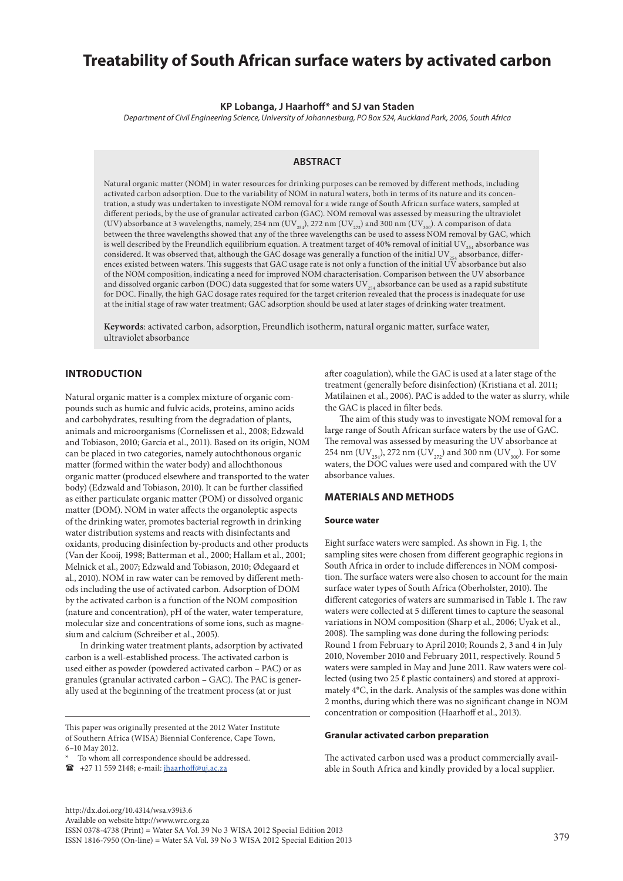# Treatability of South African surface waters by activated carbon

**KP Lobanga, J Haarhoff* and SJ van Staden**

*Department of Civil Engineering Science, University of Johannesburg, PO Box 524, Auckland Park, 2006, South Africa*

## ABSTRACT

Natural organic matter (NOM) in water resources for drinking purposes can be removed by different methods, including activated carbon adsorption. Due to the variability of NOM in natural waters, both in terms of its nature and its concentration, a study was undertaken to investigate NOM removal for a wide range of South African surface waters, sampled at different periods, by the use of granular activated carbon (GAC). NOM removal was assessed by measuring the ultraviolet (UV) absorbance at 3 wavelengths, namely, 254 nm ($UV_{254}$), 272 nm ($UV_{272}$) and 300 nm ($UV_{300}$). A comparison of data between the three wavelengths showed that any of the three wavelengths can be used to assess NOM removal by GAC, which is well described by the Freundlich equilibrium equation. A treatment target of 40% removal of initial $UV_{254}$ absorbance was considered. It was observed that, although the GAC dosage was generally a function of the initial $UV_{254}$ absorbance, differences existed between waters. This suggests that GAC usage rate is not only a function of the initial UV absorbance but also of the NOM composition, indicating a need for improved NOM characterisation. Comparison between the UV absorbance and dissolved organic carbon (DOC) data suggested that for some waters $UV_{254}$ absorbance can be used as a rapid substitute for DOC. Finally, the high GAC dosage rates required for the target criterion revealed that the process is inadequate for use at the initial stage of raw water treatment; GAC adsorption should be used at later stages of drinking water treatment.

**Keywords**: activated carbon, adsorption, Freundlich isotherm, natural organic matter, surface water, ultraviolet absorbance

## INTRODUCTION

Natural organic matter is a complex mixture of organic compounds such as humic and fulvic acids, proteins, amino acids and carbohydrates, resulting from the degradation of plants, animals and microorganisms (Cornelissen et al., 2008; Edzwald and Tobiason, 2010; García et al., 2011). Based on its origin, NOM can be placed in two categories, namely autochthonous organic matter (formed within the water body) and allochthonous organic matter (produced elsewhere and transported to the water body) (Edzwald and Tobiason, 2010). It can be further classified as either particulate organic matter (POM) or dissolved organic matter (DOM). NOM in water affects the organoleptic aspects of the drinking water, promotes bacterial regrowth in drinking water distribution systems and reacts with disinfectants and oxidants, producing disinfection by-products and other products (Van der Kooij, 1998; Batterman et al., 2000; Hallam et al., 2001; Melnick et al., 2007; Edzwald and Tobiason, 2010; Ødegaard et al., 2010). NOM in raw water can be removed by different methods including the use of activated carbon. Adsorption of DOM by the activated carbon is a function of the NOM composition (nature and concentration), pH of the water, water temperature, molecular size and concentrations of some ions, such as magnesium and calcium (Schreiber et al., 2005).

In drinking water treatment plants, adsorption by activated carbon is a well-established process. The activated carbon is used either as powder (powdered activated carbon – PAC) or as granules (granular activated carbon – GAC). The PAC is generally used at the beginning of the treatment process (at or just after coagulation), while the GAC is used at a later stage of the treatment (generally before disinfection) (Kristiana et al. 2011; Matilainen et al., 2006). PAC is added to the water as slurry, while the GAC is placed in filter beds.

The aim of this study was to investigate NOM removal for a large range of South African surface waters by the use of GAC. The removal was assessed by measuring the UV absorbance at 254 nm ($UV_{254}$), 272 nm ($UV_{272}$) and 300 nm ($UV_{300}$). For some waters, the DOC values were used and compared with the UV absorbance values.

## MATERIALS AND METHODS

### Source water

Eight surface waters were sampled. As shown in Fig. 1, the sampling sites were chosen from different geographic regions in South Africa in order to include differences in NOM composition. The surface waters were also chosen to account for the main surface water types of South Africa (Oberholster, 2010). The different categories of waters are summarised in Table 1. The raw waters were collected at 5 different times to capture the seasonal variations in NOM composition (Sharp et al., 2006; Uyak et al., 2008). The sampling was done during the following periods: Round 1 from February to April 2010; Rounds 2, 3 and 4 in July 2010, November 2010 and February 2011, respectively. Round 5 waters were sampled in May and June 2011. Raw waters were collected (using two 25 ℓ plastic containers) and stored at approximately 4°C, in the dark. Analysis of the samples was done within 2 months, during which there was no significant change in NOM concentration or composition (Haarhoff et al., 2013).

### Granular activated carbon preparation

The activated carbon used was a product commercially available in South Africa and kindly provided by a local supplier.

This paper was originally presented at the 2012 Water Institute of Southern Africa (WISA) Biennial Conference, Cape Town, 6–10 May 2012.

\* To whom all correspondence should be addressed.

☎ +27 11 559 2148; e-mail: jhaarhoff@uj.ac.za

http://dx.doi.org/10.4314/wsa.v39i3.6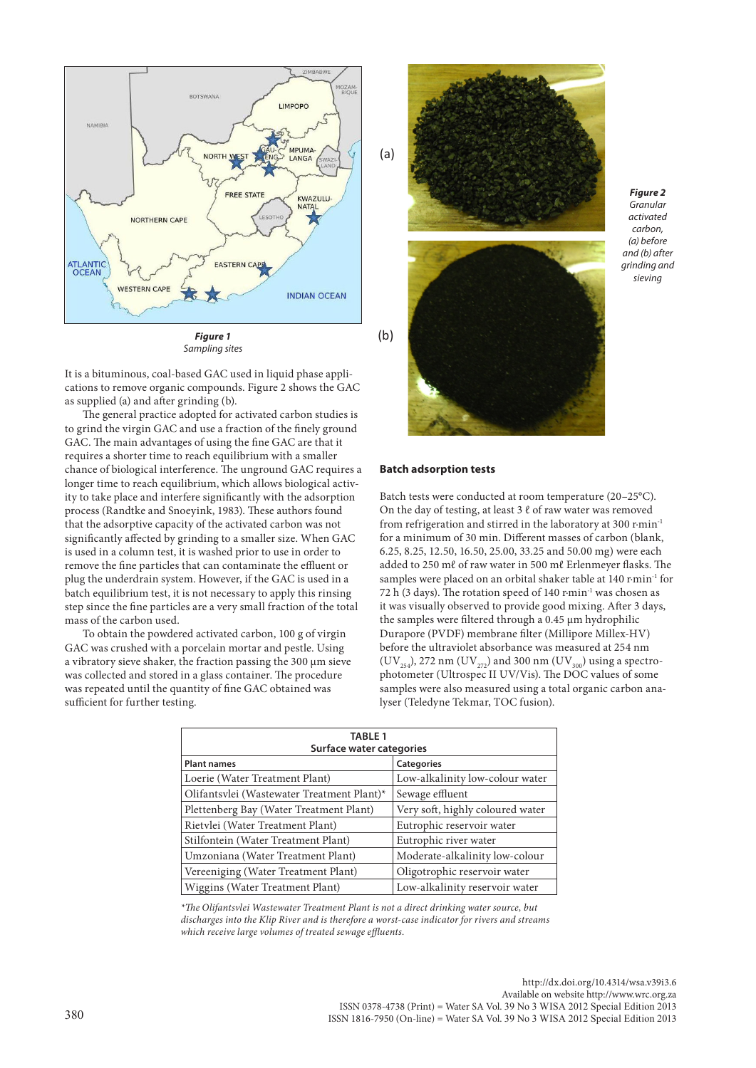*Figure 1*
*Sampling sites*

It is a bituminous, coal-based GAC used in liquid phase applications to remove organic compounds. Figure 2 shows the GAC as supplied (a) and after grinding (b).

The general practice adopted for activated carbon studies is to grind the virgin GAC and use a fraction of the finely ground GAC. The main advantages of using the fine GAC are that it requires a shorter time to reach equilibrium with a smaller chance of biological interference. The unground GAC requires a longer time to reach equilibrium, which allows biological activity to take place and interfere significantly with the adsorption process (Randtke and Snoeyink, 1983). These authors found that the adsorptive capacity of the activated carbon was not significantly affected by grinding to a smaller size. When GAC is used in a column test, it is washed prior to use in order to remove the fine particles that can contaminate the effluent or plug the underdrain system. However, if the GAC is used in a batch equilibrium test, it is not necessary to apply this rinsing step since the fine particles are a very small fraction of the total mass of the carbon used.

To obtain the powdered activated carbon, 100 g of virgin GAC was crushed with a porcelain mortar and pestle. Using a vibratory sieve shaker, the fraction passing the 300 µm sieve was collected and stored in a glass container. The procedure was repeated until the quantity of fine GAC obtained was sufficient for further testing.

*Figure 2*
*Granular activated carbon, (a) before and (b) after grinding and sieving*

### Batch adsorption tests

Batch tests were conducted at room temperature (20–25°C). On the day of testing, at least 3 ℓ of raw water was removed from refrigeration and stirred in the laboratory at 300 r·min$^{-1}$ for a minimum of 30 min. Different masses of carbon (blank, 6.25, 8.25, 12.50, 16.50, 25.00, 33.25 and 50.00 mg) were each added to 250 mℓ of raw water in 500 mℓ Erlenmeyer flasks. The samples were placed on an orbital shaker table at 140 r·min$^{-1}$ for 72 h (3 days). The rotation speed of 140 r·min$^{-1}$ was chosen as it was visually observed to provide good mixing. After 3 days, the samples were filtered through a 0.45 µm hydrophilic Durapore (PVDF) membrane filter (Millipore Millex-HV) before the ultraviolet absorbance was measured at 254 nm ($UV_{254}$), 272 nm ($UV_{272}$) and 300 nm ($UV_{300}$) using a spectrophotometer (Ultrospec II UV/Vis). The DOC values of some samples were also measured using a total organic carbon analyser (Teledyne Tekmar, TOC fusion).

**TABLE 1**
**Surface water categories**

| Plant names | Categories |
|---|---|
| Loerie (Water Treatment Plant) | Low-alkalinity low-colour water |
| Olifantsvlei (Wastewater Treatment Plant)* | Sewage effluent |
| Plettenberg Bay (Water Treatment Plant) | Very soft, highly coloured water |
| Rietvlei (Water Treatment Plant) | Eutrophic reservoir water |
| Stilfontein (Water Treatment Plant) | Eutrophic river water |
| Umzoniana (Water Treatment Plant) | Moderate-alkalinity low-colour |
| Vereeniging (Water Treatment Plant) | Oligotrophic reservoir water |
| Wiggins (Water Treatment Plant) | Low-alkalinity reservoir water |

*\*The Olifantsvlei Wastewater Treatment Plant is not a direct drinking water source, but discharges into the Klip River and is therefore a worst-case indicator for rivers and streams which receive large volumes of treated sewage effluents.*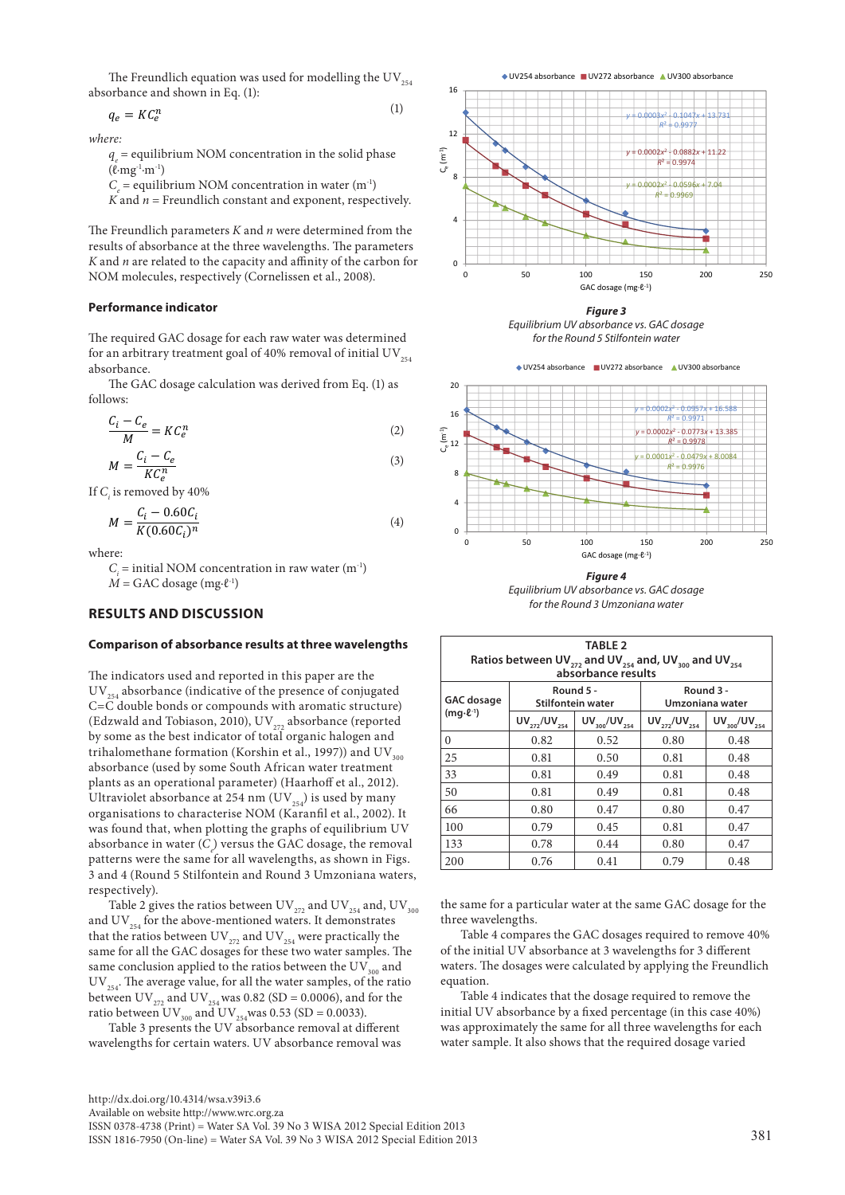The Freundlich equation was used for modelling the $UV_{254}$ absorbance and shown in Eq. (1):

$$q_e = KC_e^n \quad (1)$$

where:

$q_e$ = equilibrium NOM concentration in the solid phase (ℓ·mg⁻¹·m⁻¹)
$C_e$ = equilibrium NOM concentration in water (m⁻¹)
$K$ and $n$ = Freundlich constant and exponent, respectively.

The Freundlich parameters $K$ and $n$ were determined from the results of absorbance at the three wavelengths. The parameters $K$ and $n$ are related to the capacity and affinity of the carbon for NOM molecules, respectively (Cornelissen et al., 2008).

### Performance indicator

The required GAC dosage for each raw water was determined for an arbitrary treatment goal of 40% removal of initial $UV_{254}$ absorbance.

The GAC dosage calculation was derived from Eq. (1) as follows:

$$\frac{C_i - C_e}{M} = KC_e^n \quad (2)$$

$$M = \frac{C_i - C_e}{KC_e^n} \quad (3)$$

If $C_i$ is removed by 40%

$$M = \frac{C_i - 0.60C_i}{K(0.60C_i)^n} \quad (4)$$

where:

$C_i$ = initial NOM concentration in raw water (m⁻¹)
$M$ = GAC dosage (mg·ℓ⁻¹)

## RESULTS AND DISCUSSION

### Comparison of absorbance results at three wavelengths

The indicators used and reported in this paper are the $UV_{254}$ absorbance (indicative of the presence of conjugated C=C double bonds or compounds with aromatic structure) (Edzwald and Tobiason, 2010), $UV_{272}$ absorbance (reported by some as the best indicator of total organic halogen and trihalomethane formation (Korshin et al., 1997)) and $UV_{300}$ absorbance (used by some South African water treatment plants as an operational parameter) (Haarhoff et al., 2012). Ultraviolet absorbance at 254 nm ($UV_{254}$) is used by many organisations to characterise NOM (Karanfil et al., 2002). It was found that, when plotting the graphs of equilibrium UV absorbance in water ($C_e$) versus the GAC dosage, the removal patterns were the same for all wavelengths, as shown in Figs. 3 and 4 (Round 5 Stilfontein and Round 3 Umzoniana waters, respectively).

Table 2 gives the ratios between $UV_{272}$ and $UV_{254}$ and, $UV_{300}$ and $UV_{254}$ for the above-mentioned waters. It demonstrates that the ratios between $UV_{272}$ and $UV_{254}$ were practically the same for all the GAC dosages for these two water samples. The same conclusion applied to the ratios between the $UV_{300}$ and $UV_{254}$. The average value, for all the water samples, of the ratio between $UV_{272}$ and $UV_{254}$ was 0.82 (SD = 0.0006), and for the ratio between $UV_{300}$ and $UV_{254}$ was 0.53 (SD = 0.0033).

Table 3 presents the UV absorbance removal at different wavelengths for certain waters. UV absorbance removal was the same for a particular water at the same GAC dosage for the three wavelengths.

Table 4 compares the GAC dosages required to remove 40% of the initial UV absorbance at 3 wavelengths for 3 different waters. The dosages were calculated by applying the Freundlich equation.

Table 4 indicates that the dosage required to remove the initial UV absorbance by a fixed percentage (in this case 40%) was approximately the same for all three wavelengths for each water sample. It also shows that the required dosage varied

**Figure 3**
*Equilibrium UV absorbance vs. GAC dosage for the Round 5 Stilfontein water*

**Figure 4**
*Equilibrium UV absorbance vs. GAC dosage for the Round 3 Umzoniana water*

**TABLE 2**
**Ratios between $UV_{272}$ and $UV_{254}$ and, $UV_{300}$ and $UV_{254}$ absorbance results**

| GAC dosage (mg·ℓ⁻¹) | Round 5 - Stilfontein water | | Round 3 - Umzoniana water | |
|---|---|---|---|---|
| | $UV_{272}/UV_{254}$ | $UV_{300}/UV_{254}$ | $UV_{272}/UV_{254}$ | $UV_{300}/UV_{254}$ |
| 0 | 0.82 | 0.52 | 0.80 | 0.48 |
| 25 | 0.81 | 0.50 | 0.81 | 0.48 |
| 33 | 0.81 | 0.49 | 0.81 | 0.48 |
| 50 | 0.81 | 0.49 | 0.81 | 0.48 |
| 66 | 0.80 | 0.47 | 0.80 | 0.47 |
| 100 | 0.79 | 0.45 | 0.81 | 0.47 |
| 133 | 0.78 | 0.44 | 0.80 | 0.47 |
| 200 | 0.76 | 0.41 | 0.79 | 0.48 |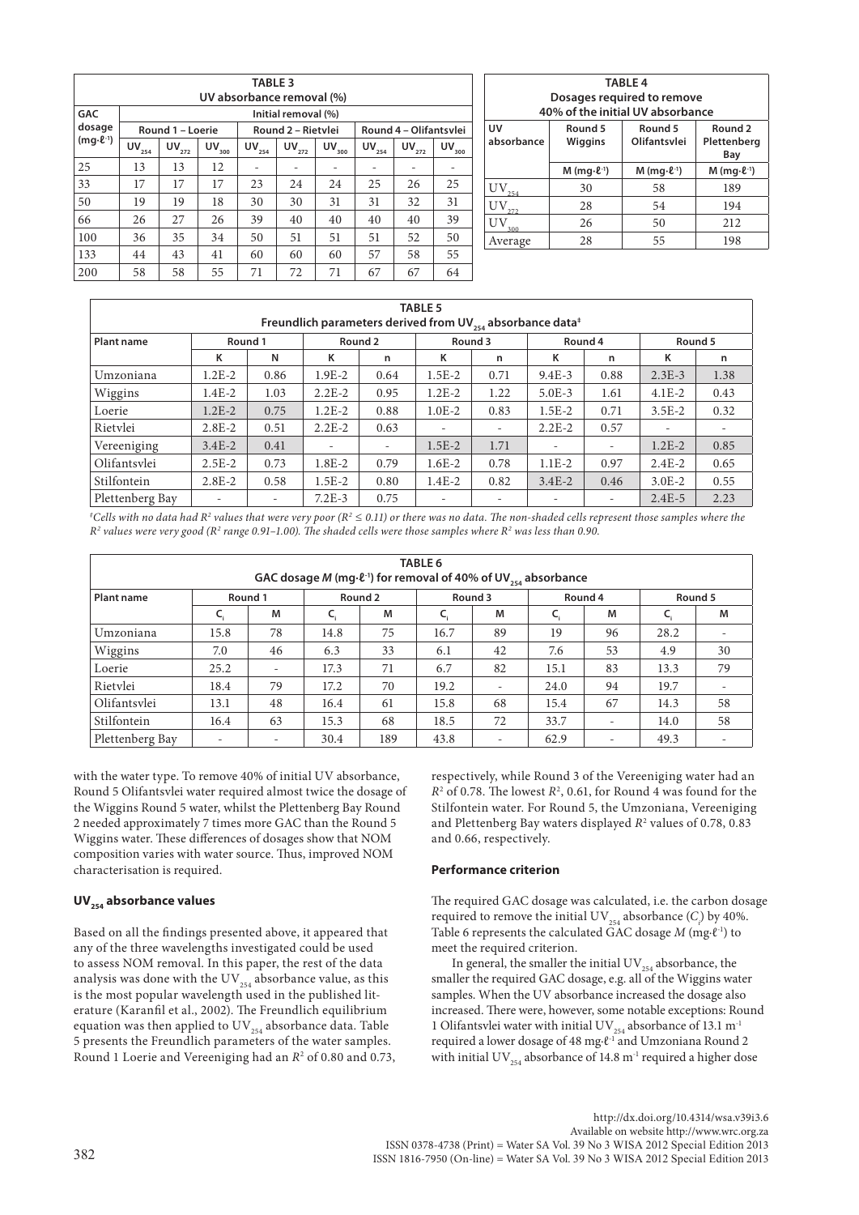**TABLE 3**
**UV absorbance removal (%)**

| GAC dosage (mg·ℓ⁻¹) | Initial removal (%) | | | | | | | | |
|---|---|---|---|---|---|---|---|---|---|
| | Round 1 – Loerie | | | Round 2 – Rietvlei | | | Round 4 – Olifantsvlei | | |
| | $UV_{254}$ | $UV_{272}$ | $UV_{300}$ | $UV_{254}$ | $UV_{272}$ | $UV_{300}$ | $UV_{254}$ | $UV_{272}$ | $UV_{300}$ |
| 25 | 13 | 13 | 12 | - | - | - | - | - | - |
| 33 | 17 | 17 | 17 | 23 | 24 | 24 | 25 | 26 | 25 |
| 50 | 19 | 19 | 18 | 30 | 30 | 31 | 31 | 32 | 31 |
| 66 | 26 | 27 | 26 | 39 | 40 | 40 | 40 | 40 | 39 |
| 100 | 36 | 35 | 34 | 50 | 51 | 51 | 51 | 52 | 50 |
| 133 | 44 | 43 | 41 | 60 | 60 | 60 | 57 | 58 | 55 |
| 200 | 58 | 58 | 55 | 71 | 72 | 71 | 67 | 67 | 64 |

**TABLE 4**
**Dosages required to remove 40% of the initial UV absorbance**

| UV absorbance | Round 5 Wiggins | Round 5 Olifantsvlei | Round 2 Plettenberg Bay |
|---|---|---|---|
| | M (mg·ℓ⁻¹) | M (mg·ℓ⁻¹) | M (mg·ℓ⁻¹) |
| $UV_{254}$ | 30 | 58 | 189 |
| $UV_{272}$ | 28 | 54 | 194 |
| $UV_{300}$ | 26 | 50 | 212 |
| Average | 28 | 55 | 198 |

**TABLE 5**
**Freundlich parameters derived from $UV_{254}$ absorbance data‡**

| Plant name | Round 1 | | Round 2 | | Round 3 | | Round 4 | | Round 5 | |
|---|---|---|---|---|---|---|---|---|---|---|
| | K | N | K | n | K | n | K | n | K | n |
| Umzoniana | 1.2E-2 | 0.86 | 1.9E-2 | 0.64 | 1.5E-2 | 0.71 | 9.4E-3 | 0.88 | 2.3E-3 | 1.38 |
| Wiggins | 1.4E-2 | 1.03 | 2.2E-2 | 0.95 | 1.2E-2 | 1.22 | 5.0E-3 | 1.61 | 4.1E-2 | 0.43 |
| Loerie | 1.2E-2 | 0.75 | 1.2E-2 | 0.88 | 1.0E-2 | 0.83 | 1.5E-2 | 0.71 | 3.5E-2 | 0.32 |
| Rietvlei | 2.8E-2 | 0.51 | 2.2E-2 | 0.63 | - | - | 2.2E-2 | 0.57 | - | - |
| Vereeniging | 3.4E-2 | 0.41 | - | - | 1.5E-2 | 1.71 | - | - | 1.2E-2 | 0.85 |
| Olifantsvlei | 2.5E-2 | 0.73 | 1.8E-2 | 0.79 | 1.6E-2 | 0.78 | 1.1E-2 | 0.97 | 2.4E-2 | 0.65 |
| Stilfontein | 2.8E-2 | 0.58 | 1.5E-2 | 0.80 | 1.4E-2 | 0.82 | 3.4E-2 | 0.46 | 3.0E-2 | 0.55 |
| Plettenberg Bay | - | - | 7.2E-3 | 0.75 | - | - | - | - | 2.4E-5 | 2.23 |

‡*Cells with no data had $R^2$ values that were very poor ($R^2 \leq 0.11$) or there was no data. The non-shaded cells represent those samples where the $R^2$ values were very good ($R^2$ range 0.91–1.00). The shaded cells were those samples where $R^2$ was less than 0.90.*

**TABLE 6**
**GAC dosage *M* (mg·ℓ⁻¹) for removal of 40% of $UV_{254}$ absorbance**

| Plant name | Round 1 | | Round 2 | | Round 3 | | Round 4 | | Round 5 | |
|---|---|---|---|---|---|---|---|---|---|---|
| | $C_i$ | M | $C_i$ | M | $C_i$ | M | $C_i$ | M | $C_i$ | M |
| Umzoniana | 15.8 | 78 | 14.8 | 75 | 16.7 | 89 | 19 | 96 | 28.2 | - |
| Wiggins | 7.0 | 46 | 6.3 | 33 | 6.1 | 42 | 7.6 | 53 | 4.9 | 30 |
| Loerie | 25.2 | - | 17.3 | 71 | 6.7 | 82 | 15.1 | 83 | 13.3 | 79 |
| Rietvlei | 18.4 | 79 | 17.2 | 70 | 19.2 | - | 24.0 | 94 | 19.7 | - |
| Olifantsvlei | 13.1 | 48 | 16.4 | 61 | 15.8 | 68 | 15.4 | 67 | 14.3 | 58 |
| Stilfontein | 16.4 | 63 | 15.3 | 68 | 18.5 | 72 | 33.7 | - | 14.0 | 58 |
| Plettenberg Bay | - | - | 30.4 | 189 | 43.8 | - | 62.9 | - | 49.3 | - |

with the water type. To remove 40% of initial UV absorbance, Round 5 Olifantsvlei water required almost twice the dosage of the Wiggins Round 5 water, whilst the Plettenberg Bay Round 2 needed approximately 7 times more GAC than the Round 5 Wiggins water. These differences of dosages show that NOM composition varies with water source. Thus, improved NOM characterisation is required.

### $UV_{254}$ absorbance values

Based on all the findings presented above, it appeared that any of the three wavelengths investigated could be used to assess NOM removal. In this paper, the rest of the data analysis was done with the $UV_{254}$ absorbance value, as this is the most popular wavelength used in the published literature (Karanfil et al., 2002). The Freundlich equilibrium equation was then applied to $UV_{254}$ absorbance data. Table 5 presents the Freundlich parameters of the water samples. Round 1 Loerie and Vereeniging had an $R^2$ of 0.80 and 0.73, respectively, while Round 3 of the Vereeniging water had an $R^2$ of 0.78. The lowest $R^2$, 0.61, for Round 4 was found for the Stilfontein water. For Round 5, the Umzoniana, Vereeniging and Plettenberg Bay waters displayed $R^2$ values of 0.78, 0.83 and 0.66, respectively.

### Performance criterion

The required GAC dosage was calculated, i.e. the carbon dosage required to remove the initial $UV_{254}$ absorbance ($C_i$) by 40%. Table 6 represents the calculated GAC dosage *M* (mg·ℓ⁻¹) to meet the required criterion.

In general, the smaller the initial $UV_{254}$ absorbance, the smaller the required GAC dosage, e.g. all of the Wiggins water samples. When the UV absorbance increased the dosage also increased. There were, however, some notable exceptions: Round 1 Olifantsvlei water with initial $UV_{254}$ absorbance of 13.1 m⁻¹ required a lower dosage of 48 mg·ℓ⁻¹ and Umzoniana Round 2 with initial $UV_{254}$ absorbance of 14.8 m⁻¹ required a higher dose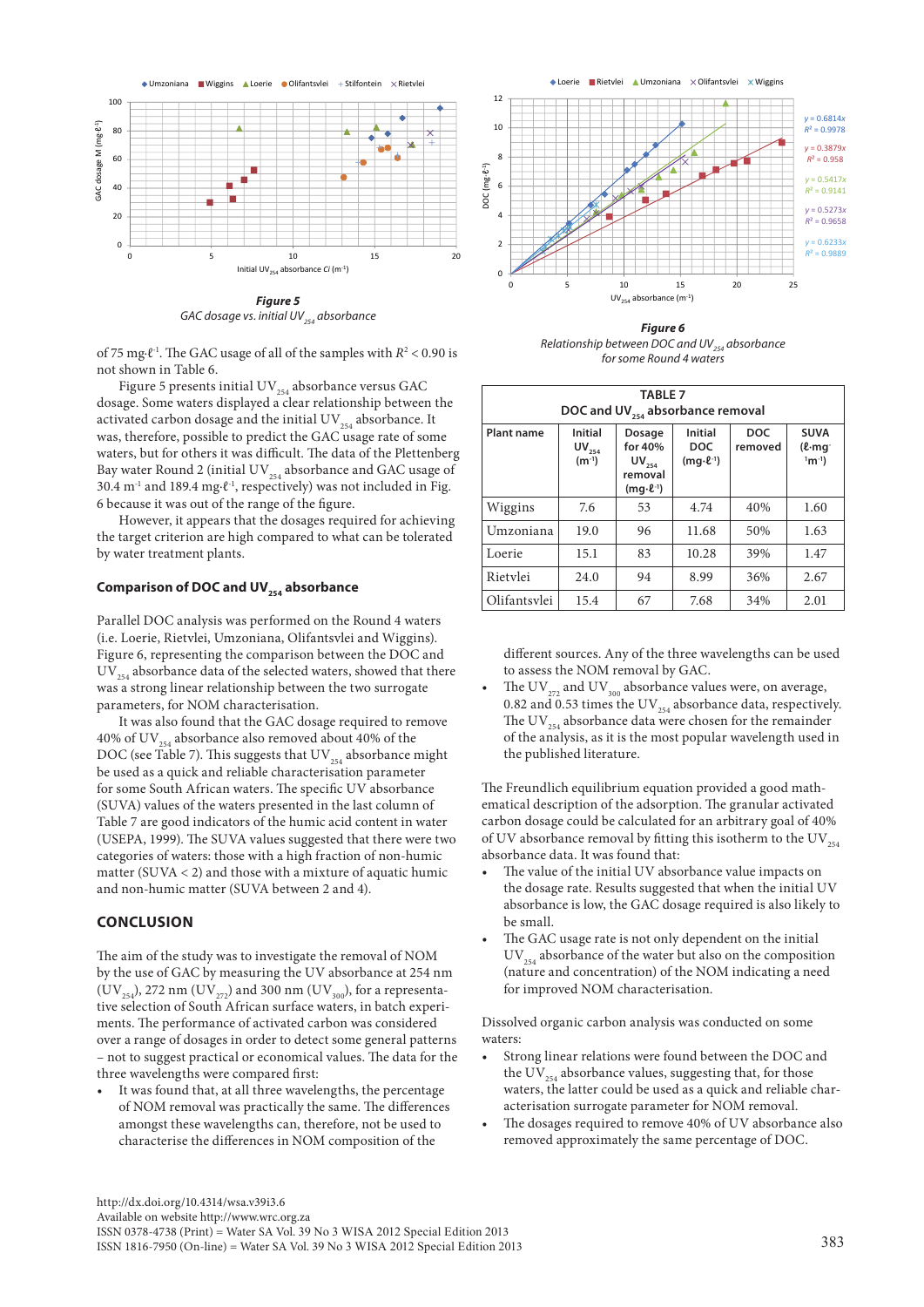*Figure 5*
GAC dosage vs. initial $UV_{254}$ absorbance

of 75 mg·ℓ⁻¹. The GAC usage of all of the samples with $R^2 < 0.90$ is not shown in Table 6.

Figure 5 presents initial $UV_{254}$ absorbance versus GAC dosage. Some waters displayed a clear relationship between the activated carbon dosage and the initial $UV_{254}$ absorbance. It was, therefore, possible to predict the GAC usage rate of some waters, but for others it was difficult. The data of the Plettenberg Bay water Round 2 (initial $UV_{254}$ absorbance and GAC usage of 30.4 $m^{-1}$ and 189.4 mg·ℓ⁻¹, respectively) was not included in Fig. 6 because it was out of the range of the figure.

However, it appears that the dosages required for achieving the target criterion are high compared to what can be tolerated by water treatment plants.

### Comparison of DOC and $UV_{254}$ absorbance

Parallel DOC analysis was performed on the Round 4 waters (i.e. Loerie, Rietvlei, Umzoniana, Olifantsvlei and Wiggins). Figure 6, representing the comparison between the DOC and $UV_{254}$ absorbance data of the selected waters, showed that there was a strong linear relationship between the two surrogate parameters, for NOM characterisation.

It was also found that the GAC dosage required to remove 40% of $UV_{254}$ absorbance also removed about 40% of the DOC (see Table 7). This suggests that $UV_{254}$ absorbance might be used as a quick and reliable characterisation parameter for some South African waters. The specific UV absorbance (SUVA) values of the waters presented in the last column of Table 7 are good indicators of the humic acid content in water (USEPA, 1999). The SUVA values suggested that there were two categories of waters: those with a high fraction of non-humic matter (SUVA < 2) and those with a mixture of aquatic humic and non-humic matter (SUVA between 2 and 4).

## CONCLUSION

The aim of the study was to investigate the removal of NOM by the use of GAC by measuring the UV absorbance at 254 nm ($UV_{254}$), 272 nm ($UV_{272}$) and 300 nm ($UV_{300}$), for a representative selection of South African surface waters, in batch experiments. The performance of activated carbon was considered over a range of dosages in order to detect some general patterns – not to suggest practical or economical values. The data for the three wavelengths were compared first:

- It was found that, at all three wavelengths, the percentage of NOM removal was practically the same. The differences amongst these wavelengths can, therefore, not be used to characterise the differences in NOM composition of the different sources. Any of the three wavelengths can be used to assess the NOM removal by GAC.
- The $UV_{272}$ and $UV_{300}$ absorbance values were, on average, 0.82 and 0.53 times the $UV_{254}$ absorbance data, respectively. The $UV_{254}$ absorbance data were chosen for the remainder of the analysis, as it is the most popular wavelength used in the published literature.

*Figure 6*
Relationship between DOC and $UV_{254}$ absorbance for some Round 4 waters

| TABLE 7 DOC and $UV_{254}$ absorbance removal | | | | | |
|---|---|---|---|---|---|
| Plant name | Initial $UV_{254}$ ($m^{-1}$) | Dosage for 40% $UV_{254}$ removal (mg·ℓ⁻¹) | Initial DOC (mg·ℓ⁻¹) | DOC removed | SUVA (ℓ·mg⁻¹m⁻¹) |
| Wiggins | 7.6 | 53 | 4.74 | 40% | 1.60 |
| Umzoniana | 19.0 | 96 | 11.68 | 50% | 1.63 |
| Loerie | 15.1 | 83 | 10.28 | 39% | 1.47 |
| Rietvlei | 24.0 | 94 | 8.99 | 36% | 2.67 |
| Olifantsvlei | 15.4 | 67 | 7.68 | 34% | 2.01 |

The Freundlich equilibrium equation provided a good mathematical description of the adsorption. The granular activated carbon dosage could be calculated for an arbitrary goal of 40% of UV absorbance removal by fitting this isotherm to the $UV_{254}$ absorbance data. It was found that:

- The value of the initial UV absorbance value impacts on the dosage rate. Results suggested that when the initial UV absorbance is low, the GAC dosage required is also likely to be small.
- The GAC usage rate is not only dependent on the initial $UV_{254}$ absorbance of the water but also on the composition (nature and concentration) of the NOM indicating a need for improved NOM characterisation.

Dissolved organic carbon analysis was conducted on some waters:

- Strong linear relations were found between the DOC and the $UV_{254}$ absorbance values, suggesting that, for those waters, the latter could be used as a quick and reliable characterisation surrogate parameter for NOM removal.
- The dosages required to remove 40% of UV absorbance also removed approximately the same percentage of DOC.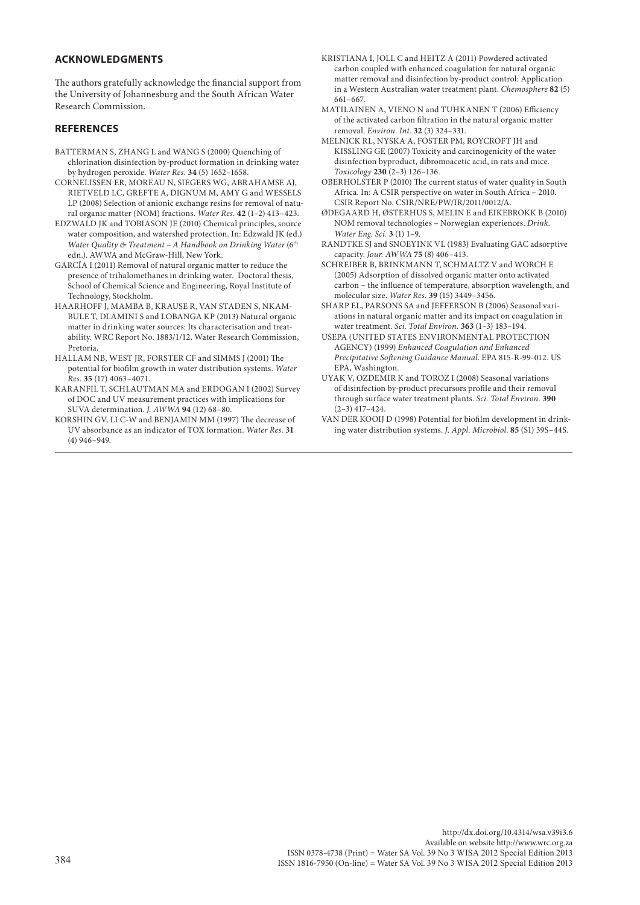## ACKNOWLEDGMENTS

The authors gratefully acknowledge the financial support from the University of Johannesburg and the South African Water Research Commission.

## REFERENCES

BATTERMAN S, ZHANG L and WANG S (2000) Quenching of chlorination disinfection by-product formation in drinking water by hydrogen peroxide. *Water Res.* **34** (5) 1652–1658.

CORNELISSEN ER, MOREAU N, SIEGERS WG, ABRAHAMSE AJ, RIETVELD LC, GREFTE A, DIGNUM M, AMY G and WESSELS LP (2008) Selection of anionic exchange resins for removal of natural organic matter (NOM) fractions. *Water Res.* **42** (1–2) 413–423.

EDZWALD JK and TOBIASON JE (2010) Chemical principles, source water composition, and watershed protection. In: Edzwald JK (ed.) *Water Quality & Treatment – A Handbook on Drinking Water* (6th edn.). AWWA and McGraw-Hill, New York.

GARCÍA I (2011) Removal of natural organic matter to reduce the presence of trihalomethanes in drinking water. Doctoral thesis, School of Chemical Science and Engineering, Royal Institute of Technology, Stockholm.

HAARHOFF J, MAMBA B, KRAUSE R, VAN STADEN S, NKAMBULE T, DLAMINI S and LOBANGA KP (2013) Natural organic matter in drinking water sources: Its characterisation and treatability. WRC Report No. 1883/1/12. Water Research Commission, Pretoria.

HALLAM NB, WEST JR, FORSTER CF and SIMMS J (2001) The potential for biofilm growth in water distribution systems. *Water Res.* **35** (17) 4063–4071.

KARANFIL T, SCHLAUTMAN MA and ERDOGAN I (2002) Survey of DOC and UV measurement practices with implications for SUVA determination. *J. AWWA* **94** (12) 68–80.

KORSHIN GV, LI C-W and BENJAMIN MM (1997) The decrease of UV absorbance as an indicator of TOX formation. *Water Res.* **31** (4) 946–949.

KRISTIANA I, JOLL C and HEITZ A (2011) Powdered activated carbon coupled with enhanced coagulation for natural organic matter removal and disinfection by-product control: Application in a Western Australian water treatment plant. *Chemosphere* **82** (5) 661–667.

MATILAINEN A, VIENO N and TUHKANEN T (2006) Efficiency of the activated carbon filtration in the natural organic matter removal. *Environ. Int.* **32** (3) 324–331.

MELNICK RL, NYSKA A, FOSTER PM, ROYCROFT JH and KISSLING GE (2007) Toxicity and carcinogenicity of the water disinfection byproduct, dibromoacetic acid, in rats and mice. *Toxicology* **230** (2–3) 126–136.

OBERHOLSTER P (2010) The current status of water quality in South Africa. In: A CSIR perspective on water in South Africa – 2010. CSIR Report No. CSIR/NRE/PW/IR/2011/0012/A.

ØDEGAARD H, ØSTERHUS S, MELIN E and EIKEBROKK B (2010) NOM removal technologies – Norwegian experiences. *Drink. Water Eng. Sci.* **3** (1) 1–9.

RANDTKE SJ and SNOEYINK VL (1983) Evaluating GAC adsorptive capacity. *Jour. AWWA* **75** (8) 406–413.

SCHREIBER B, BRINKMANN T, SCHMALTZ V and WORCH E (2005) Adsorption of dissolved organic matter onto activated carbon – the influence of temperature, absorption wavelength, and molecular size. *Water Res.* **39** (15) 3449–3456.

SHARP EL, PARSONS SA and JEFFERSON B (2006) Seasonal variations in natural organic matter and its impact on coagulation in water treatment. *Sci. Total Environ.* **363** (1–3) 183–194.

USEPA (UNITED STATES ENVIRONMENTAL PROTECTION AGENCY) (1999) *Enhanced Coagulation and Enhanced Precipitative Softening Guidance Manual*. EPA 815-R-99-012. US EPA, Washington.

UYAK V, OZDEMIR K and TOROZ I (2008) Seasonal variations of disinfection by-product precursors profile and their removal through surface water treatment plants. *Sci. Total Environ.* **390** (2–3) 417–424.

VAN DER KOOIJ D (1998) Potential for biofilm development in drinking water distribution systems. *J. Appl. Microbiol.* **85** (S1) 39S–44S.